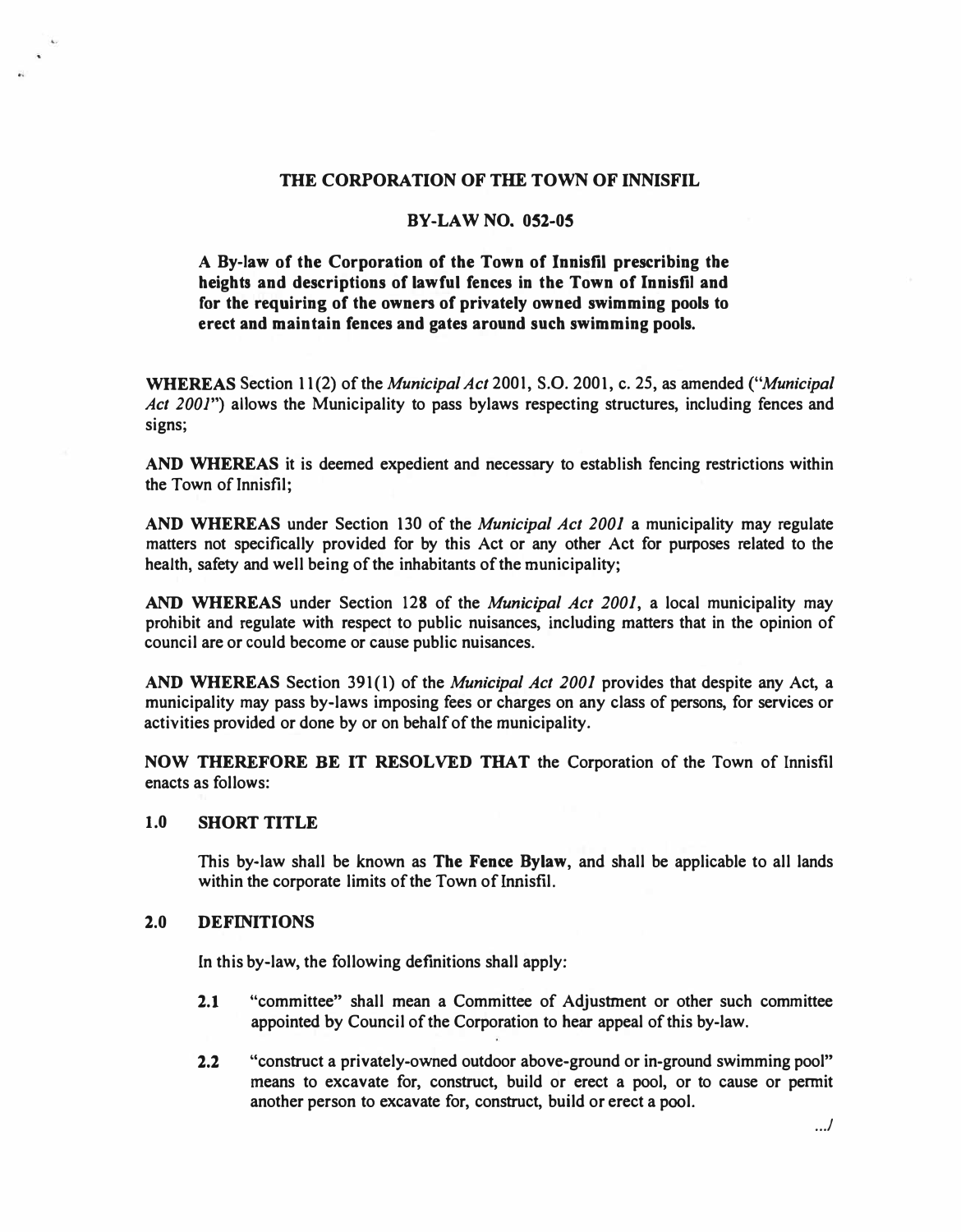# THE CORPORATION OF THE TOWN OF INNISFIL

## BY-LAW NO. 052-05

**A By-law of the Corporation of the Town of Innisfil prescribing the heights and descriptions of lawful fences in the Town of Innisfil and for the requiring of the owners of privately owned swimming pools to erect and maintain fences and gates around such swimming pools.**

**WHEREAS** Section 11(2) of the *Municipal Act* 2001, S.O. 2001, c. 25, as amended ("*Municipal Act 2001*") allows the Municipality to pass bylaws respecting structures, including fences and signs;

**AND WHEREAS** it is deemed expedient and necessary to establish fencing restrictions within the Town of Innisfil;

**AND WHEREAS** under Section 130 of the *Municipal Act 2001* a municipality may regulate matters not specifically provided for by this Act or any other Act for purposes related to the health, safety and well being of the inhabitants of the municipality;

**AND WHEREAS** under Section 128 of the *Municipal Act 2001*, a local municipality may prohibit and regulate with respect to public nuisances, including matters that in the opinion of council are or could become or cause public nuisances.

**AND WHEREAS** Section 391(1) of the *Municipal Act 2001* provides that despite any Act, a municipality may pass by-laws imposing fees or charges on any class of persons, for services or activities provided or done by or on behalf of the municipality.

**NOW THEREFORE BE IT RESOLVED THAT** the Corporation of the Town of Innisfil enacts as follows:

### 1.0 SHORT TITLE

This by-law shall be known as **The Fence Bylaw**, and shall be applicable to all lands within the corporate limits of the Town of Innisfil.

### 2.0 DEFINITIONS

In this by-law, the following definitions shall apply:

**2.1** "committee" shall mean a Committee of Adjustment or other such committee appointed by Council of the Corporation to hear appeal of this by-law.

**2.2** "construct a privately-owned outdoor above-ground or in-ground swimming pool" means to excavate for, construct, build or erect a pool, or to cause or permit another person to excavate for, construct, build or erect a pool.

.../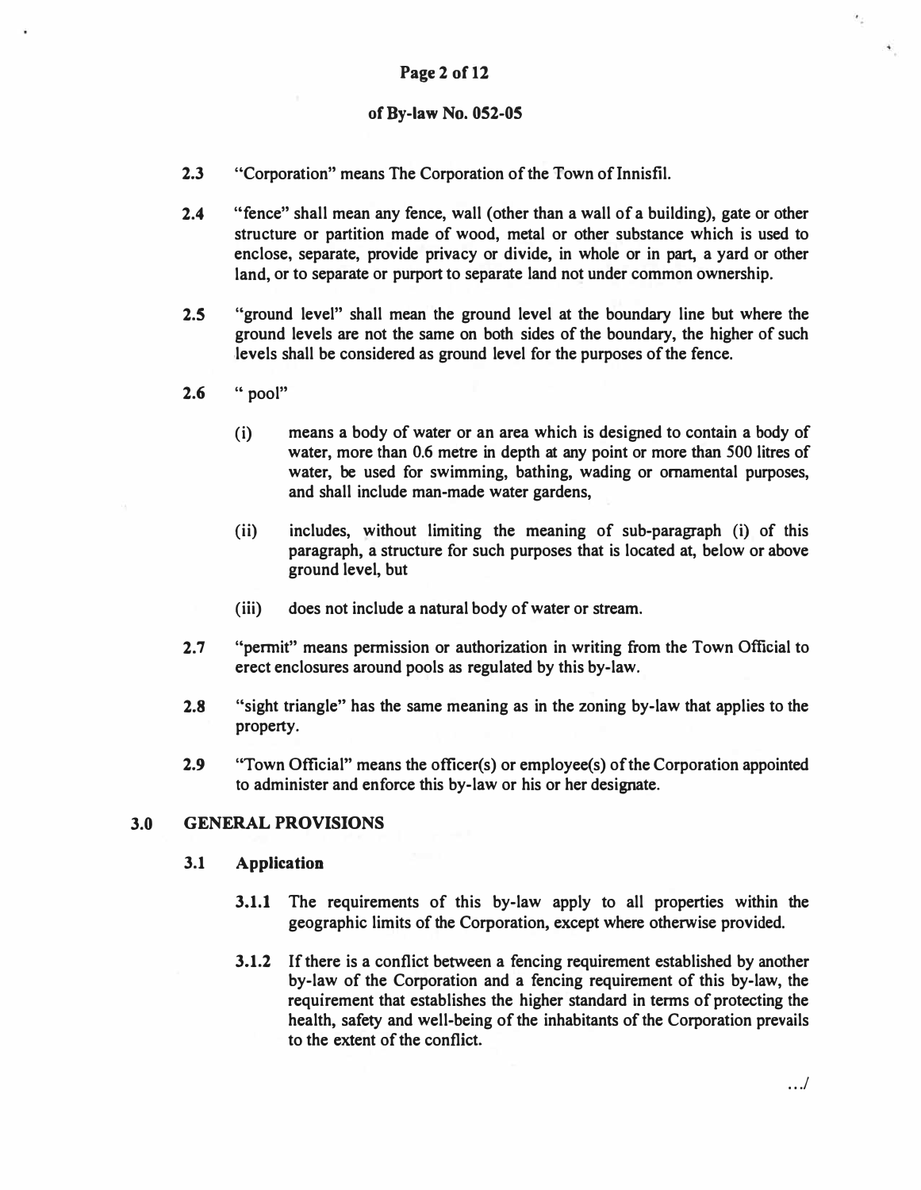2.3 "Corporation" means The Corporation of the Town of Innisfil.

2.4 "fence" shall mean any fence, wall (other than a wall of a building), gate or other structure or partition made of wood, metal or other substance which is used to enclose, separate, provide privacy or divide, in whole or in part, a yard or other land, or to separate or purport to separate land not under common ownership.

2.5 "ground level" shall mean the ground level at the boundary line but where the ground levels are not the same on both sides of the boundary, the higher of such levels shall be considered as ground level for the purposes of the fence.

2.6 " pool"

(i) means a body of water or an area which is designed to contain a body of water, more than 0.6 metre in depth at any point or more than 500 litres of water, be used for swimming, bathing, wading or ornamental purposes, and shall include man-made water gardens,

(ii) includes, without limiting the meaning of sub-paragraph (i) of this paragraph, a structure for such purposes that is located at, below or above ground level, but

(iii) does not include a natural body of water or stream.

2.7 "permit" means permission or authorization in writing from the Town Official to erect enclosures around pools as regulated by this by-law.

2.8 "sight triangle" has the same meaning as in the zoning by-law that applies to the property.

2.9 "Town Official" means the officer(s) or employee(s) of the Corporation appointed to administer and enforce this by-law or his or her designate.

## 3.0 GENERAL PROVISIONS

### 3.1 Application

**3.1.1** The requirements of this by-law apply to all properties within the geographic limits of the Corporation, except where otherwise provided.

**3.1.2** If there is a conflict between a fencing requirement established by another by-law of the Corporation and a fencing requirement of this by-law, the requirement that establishes the higher standard in terms of protecting the health, safety and well-being of the inhabitants of the Corporation prevails to the extent of the conflict.

.../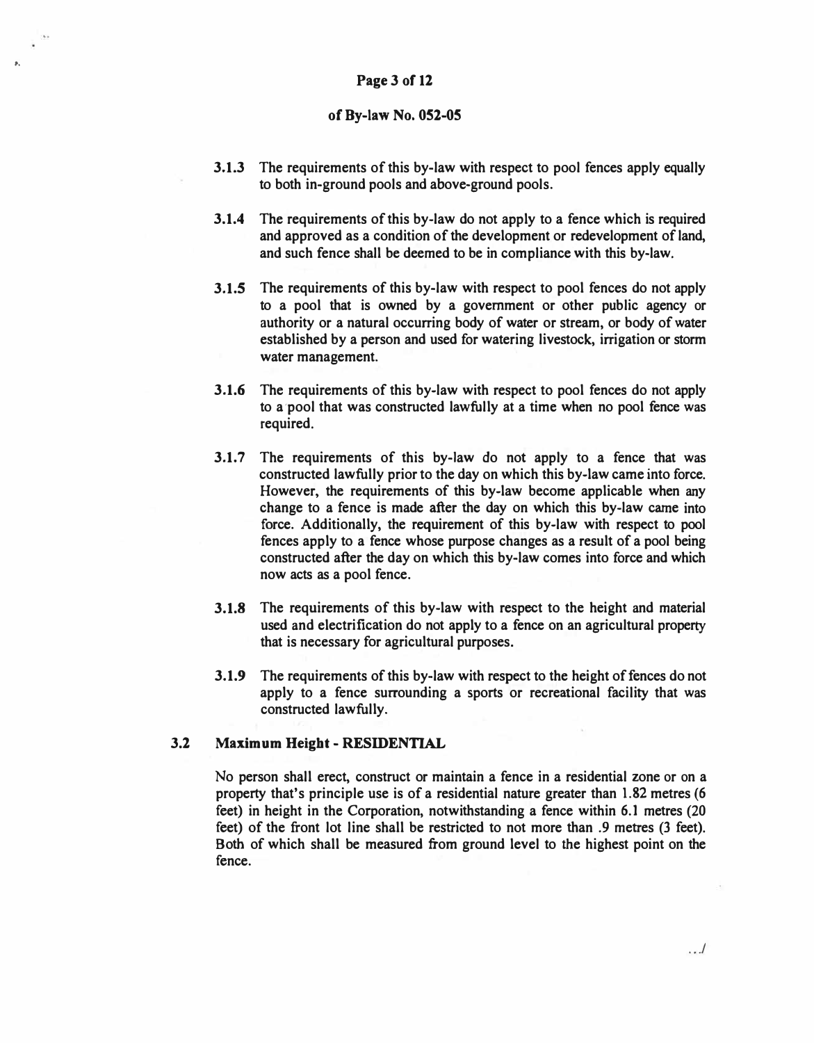**3.1.3** The requirements of this by-law with respect to pool fences apply equally to both in-ground pools and above-ground pools.

**3.1.4** The requirements of this by-law do not apply to a fence which is required and approved as a condition of the development or redevelopment of land, and such fence shall be deemed to be in compliance with this by-law.

**3.1.5** The requirements of this by-law with respect to pool fences do not apply to a pool that is owned by a government or other public agency or authority or a natural occurring body of water or stream, or body of water established by a person and used for watering livestock, irrigation or storm water management.

**3.1.6** The requirements of this by-law with respect to pool fences do not apply to a pool that was constructed lawfully at a time when no pool fence was required.

**3.1.7** The requirements of this by-law do not apply to a fence that was constructed lawfully prior to the day on which this by-law came into force. However, the requirements of this by-law become applicable when any change to a fence is made after the day on which this by-law came into force. Additionally, the requirement of this by-law with respect to pool fences apply to a fence whose purpose changes as a result of a pool being constructed after the day on which this by-law comes into force and which now acts as a pool fence.

**3.1.8** The requirements of this by-law with respect to the height and material used and electrification do not apply to a fence on an agricultural property that is necessary for agricultural purposes.

**3.1.9** The requirements of this by-law with respect to the height of fences do not apply to a fence surrounding a sports or recreational facility that was constructed lawfully.

### 3.2 Maximum Height - RESIDENTIAL

No person shall erect, construct or maintain a fence in a residential zone or on a property that's principle use is of a residential nature greater than 1.82 metres (6 feet) in height in the Corporation, notwithstanding a fence within 6.1 metres (20 feet) of the front lot line shall be restricted to not more than .9 metres (3 feet). Both of which shall be measured from ground level to the highest point on the fence.

.../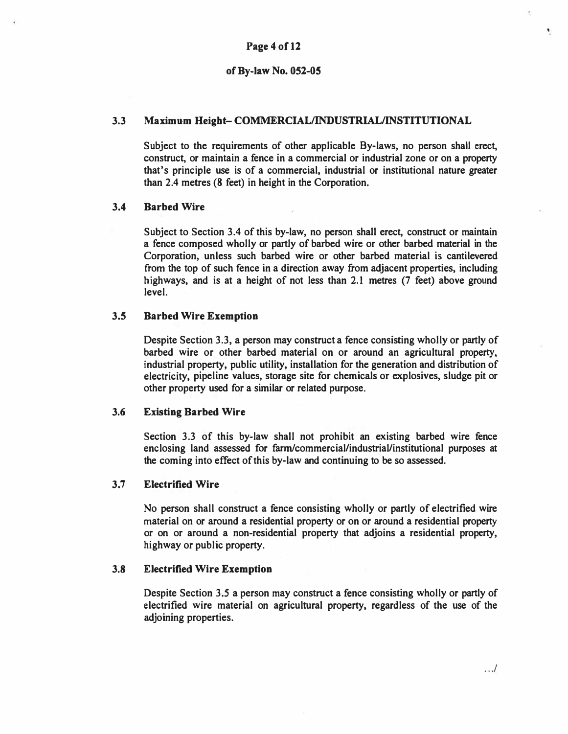### 3.3 Maximum Height– COMMERCIAL/INDUSTRIAL/INSTITUTIONAL

Subject to the requirements of other applicable By-laws, no person shall erect, construct, or maintain a fence in a commercial or industrial zone or on a property that's principle use is of a commercial, industrial or institutional nature greater than 2.4 metres (8 feet) in height in the Corporation.

### 3.4 Barbed Wire

Subject to Section 3.4 of this by-law, no person shall erect, construct or maintain a fence composed wholly or partly of barbed wire or other barbed material in the Corporation, unless such barbed wire or other barbed material is cantilevered from the top of such fence in a direction away from adjacent properties, including highways, and is at a height of not less than 2.1 metres (7 feet) above ground level.

### 3.5 Barbed Wire Exemption

Despite Section 3.3, a person may construct a fence consisting wholly or partly of barbed wire or other barbed material on or around an agricultural property, industrial property, public utility, installation for the generation and distribution of electricity, pipeline values, storage site for chemicals or explosives, sludge pit or other property used for a similar or related purpose.

### 3.6 Existing Barbed Wire

Section 3.3 of this by-law shall not prohibit an existing barbed wire fence enclosing land assessed for farm/commercial/industrial/institutional purposes at the coming into effect of this by-law and continuing to be so assessed.

### 3.7 Electrified Wire

No person shall construct a fence consisting wholly or partly of electrified wire material on or around a residential property or on or around a residential property or on or around a non-residential property that adjoins a residential property, highway or public property.

### 3.8 Electrified Wire Exemption

Despite Section 3.5 a person may construct a fence consisting wholly or partly of electrified wire material on agricultural property, regardless of the use of the adjoining properties.

.../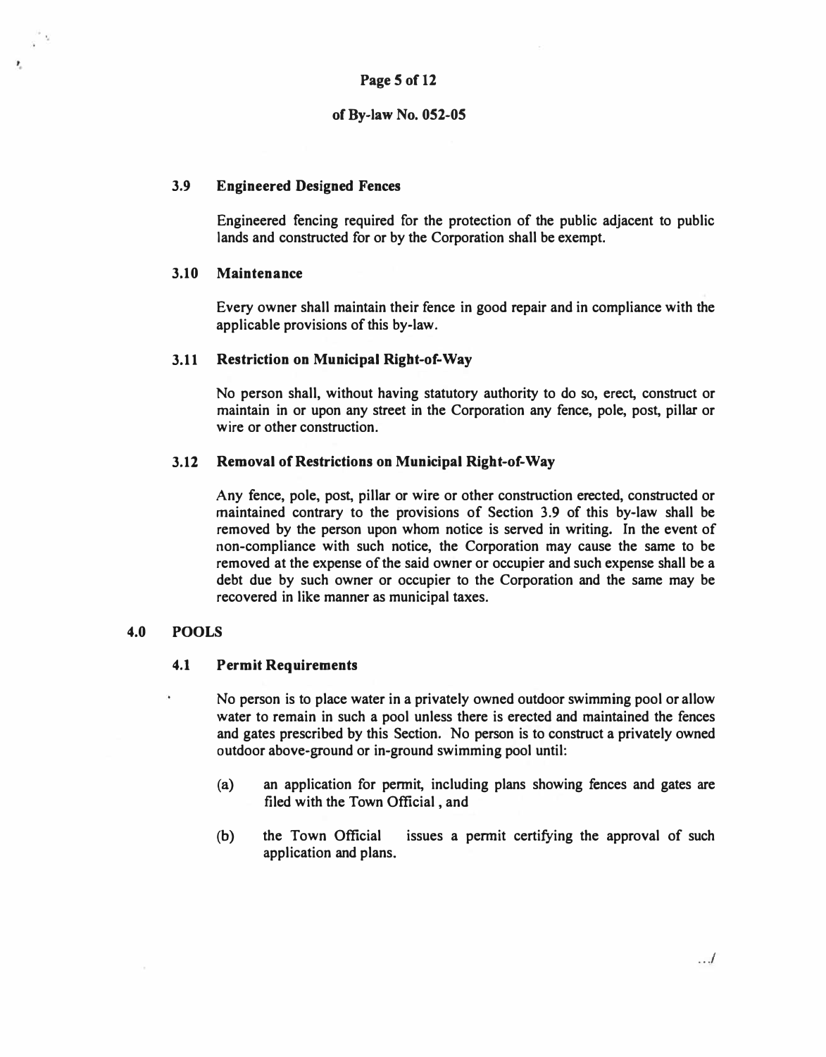### 3.9 Engineered Designed Fences

Engineered fencing required for the protection of the public adjacent to public lands and constructed for or by the Corporation shall be exempt.

### 3.10 Maintenance

Every owner shall maintain their fence in good repair and in compliance with the applicable provisions of this by-law.

### 3.11 Restriction on Municipal Right-of-Way

No person shall, without having statutory authority to do so, erect, construct or maintain in or upon any street in the Corporation any fence, pole, post, pillar or wire or other construction.

### 3.12 Removal of Restrictions on Municipal Right-of-Way

Any fence, pole, post, pillar or wire or other construction erected, constructed or maintained contrary to the provisions of Section 3.9 of this by-law shall be removed by the person upon whom notice is served in writing. In the event of non-compliance with such notice, the Corporation may cause the same to be removed at the expense of the said owner or occupier and such expense shall be a debt due by such owner or occupier to the Corporation and the same may be recovered in like manner as municipal taxes.

## 4.0 POOLS

### 4.1 Permit Requirements

No person is to place water in a privately owned outdoor swimming pool or allow water to remain in such a pool unless there is erected and maintained the fences and gates prescribed by this Section. No person is to construct a privately owned outdoor above-ground or in-ground swimming pool until:

(a) an application for permit, including plans showing fences and gates are filed with the Town Official , and

(b) the Town Official issues a permit certifying the approval of such application and plans.

.../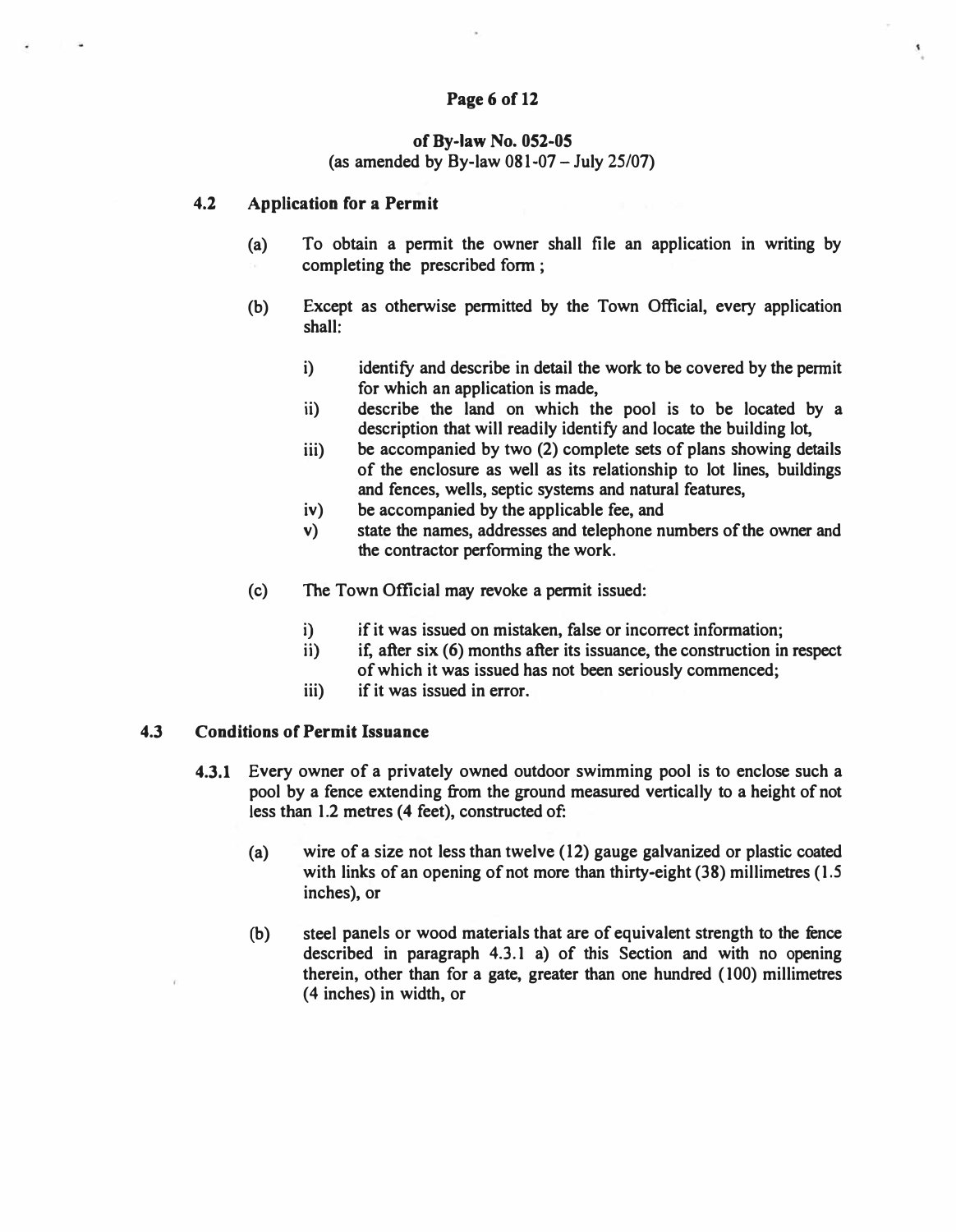of By-law No. 052-05
(as amended by By-law 081-07 – July 25/07)

### 4.2 Application for a Permit

(a) To obtain a permit the owner shall file an application in writing by completing the prescribed form ;

(b) Except as otherwise permitted by the Town Official, every application shall:

i) identify and describe in detail the work to be covered by the permit for which an application is made,

ii) describe the land on which the pool is to be located by a description that will readily identify and locate the building lot,

iii) be accompanied by two (2) complete sets of plans showing details of the enclosure as well as its relationship to lot lines, buildings and fences, wells, septic systems and natural features,

iv) be accompanied by the applicable fee, and

v) state the names, addresses and telephone numbers of the owner and the contractor performing the work.

(c) The Town Official may revoke a permit issued:

i) if it was issued on mistaken, false or incorrect information;

ii) if, after six (6) months after its issuance, the construction in respect of which it was issued has not been seriously commenced;

iii) if it was issued in error.

### 4.3 Conditions of Permit Issuance

**4.3.1** Every owner of a privately owned outdoor swimming pool is to enclose such a pool by a fence extending from the ground measured vertically to a height of not less than 1.2 metres (4 feet), constructed of:

(a) wire of a size not less than twelve (12) gauge galvanized or plastic coated with links of an opening of not more than thirty-eight (38) millimetres (1.5 inches), or

(b) steel panels or wood materials that are of equivalent strength to the fence described in paragraph 4.3.1 a) of this Section and with no opening therein, other than for a gate, greater than one hundred (100) millimetres (4 inches) in width, or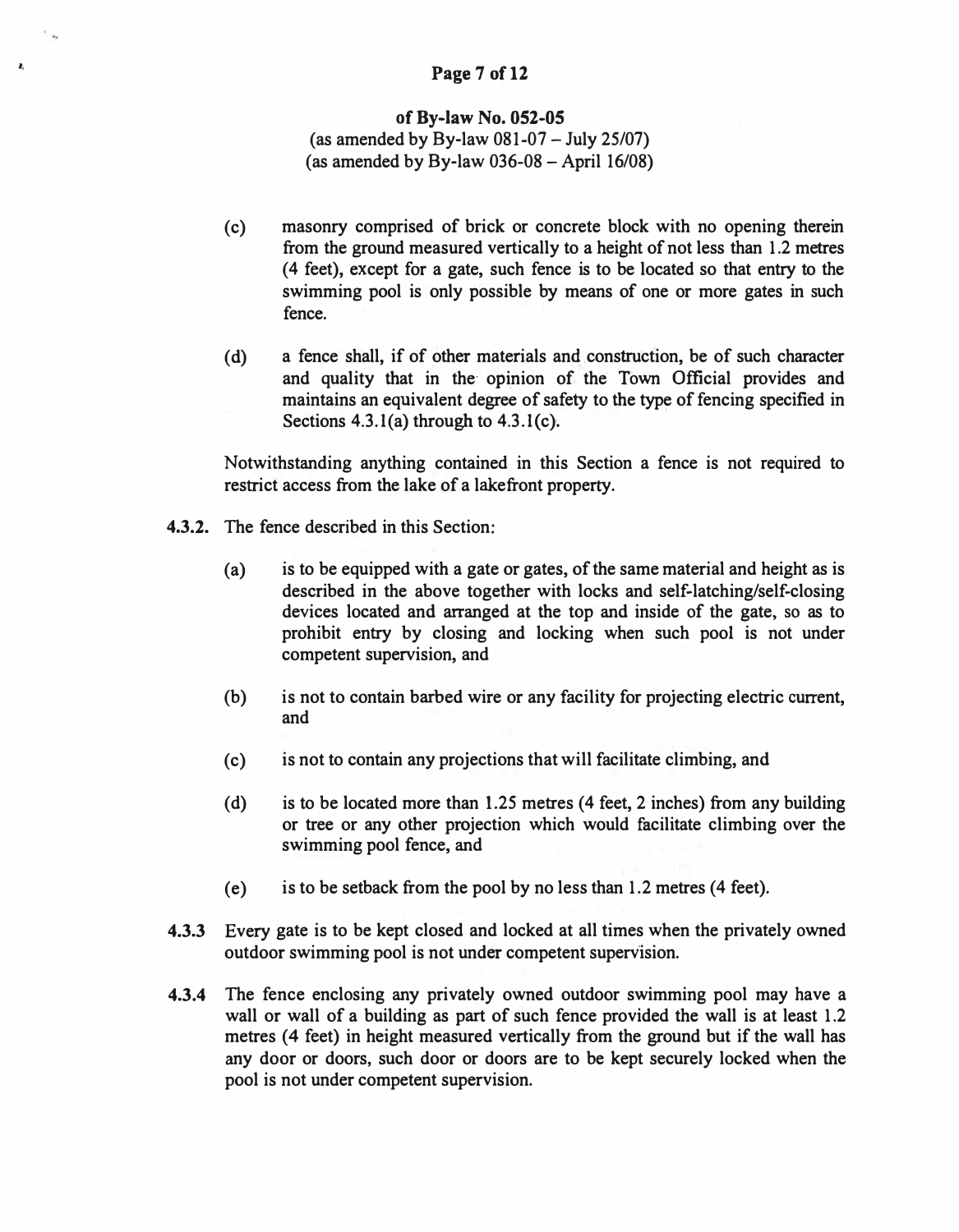**of By-law No. 052-05**
(as amended by By-law 081-07 – July 25/07)
(as amended by By-law 036-08 – April 16/08)

(c) masonry comprised of brick or concrete block with no opening therein from the ground measured vertically to a height of not less than 1.2 metres (4 feet), except for a gate, such fence is to be located so that entry to the swimming pool is only possible by means of one or more gates in such fence.

(d) a fence shall, if of other materials and construction, be of such character and quality that in the opinion of the Town Official provides and maintains an equivalent degree of safety to the type of fencing specified in Sections 4.3.1(a) through to 4.3.1(c).

Notwithstanding anything contained in this Section a fence is not required to restrict access from the lake of a lakefront property.

**4.3.2.** The fence described in this Section:

(a) is to be equipped with a gate or gates, of the same material and height as is described in the above together with locks and self-latching/self-closing devices located and arranged at the top and inside of the gate, so as to prohibit entry by closing and locking when such pool is not under competent supervision, and

(b) is not to contain barbed wire or any facility for projecting electric current, and

(c) is not to contain any projections that will facilitate climbing, and

(d) is to be located more than 1.25 metres (4 feet, 2 inches) from any building or tree or any other projection which would facilitate climbing over the swimming pool fence, and

(e) is to be setback from the pool by no less than 1.2 metres (4 feet).

**4.3.3** Every gate is to be kept closed and locked at all times when the privately owned outdoor swimming pool is not under competent supervision.

**4.3.4** The fence enclosing any privately owned outdoor swimming pool may have a wall or wall of a building as part of such fence provided the wall is at least 1.2 metres (4 feet) in height measured vertically from the ground but if the wall has any door or doors, such door or doors are to be kept securely locked when the pool is not under competent supervision.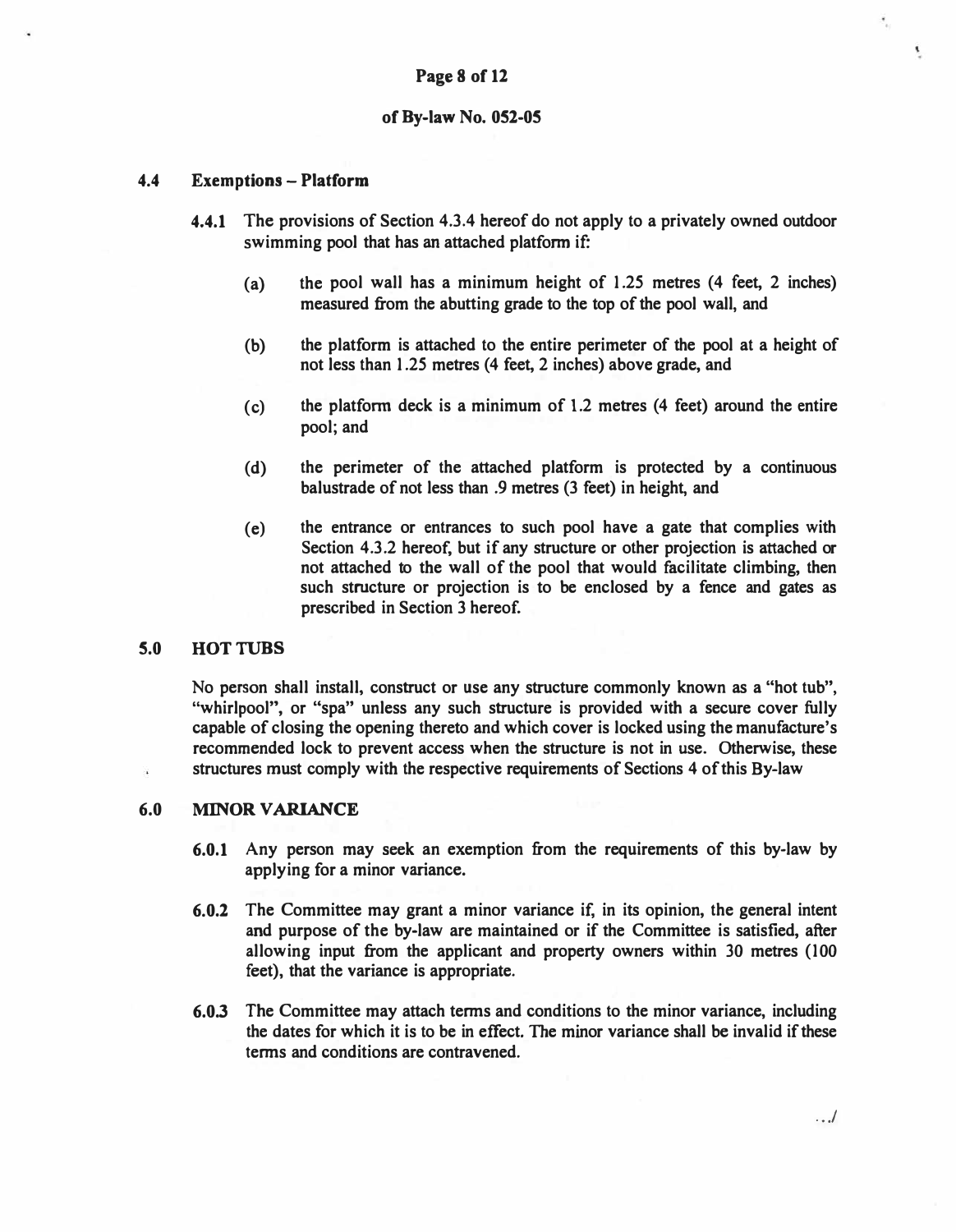## 4.4 Exemptions – Platform

**4.4.1** The provisions of Section 4.3.4 hereof do not apply to a privately owned outdoor swimming pool that has an attached platform if:

(a) the pool wall has a minimum height of 1.25 metres (4 feet, 2 inches) measured from the abutting grade to the top of the pool wall, and

(b) the platform is attached to the entire perimeter of the pool at a height of not less than 1.25 metres (4 feet, 2 inches) above grade, and

(c) the platform deck is a minimum of 1.2 metres (4 feet) around the entire pool; and

(d) the perimeter of the attached platform is protected by a continuous balustrade of not less than .9 metres (3 feet) in height, and

(e) the entrance or entrances to such pool have a gate that complies with Section 4.3.2 hereof, but if any structure or other projection is attached or not attached to the wall of the pool that would facilitate climbing, then such structure or projection is to be enclosed by a fence and gates as prescribed in Section 3 hereof.

## 5.0 HOT TUBS

No person shall install, construct or use any structure commonly known as a "hot tub", "whirlpool", or "spa" unless any such structure is provided with a secure cover fully capable of closing the opening thereto and which cover is locked using the manufacture's recommended lock to prevent access when the structure is not in use. Otherwise, these structures must comply with the respective requirements of Sections 4 of this By-law

## 6.0 MINOR VARIANCE

**6.0.1** Any person may seek an exemption from the requirements of this by-law by applying for a minor variance.

**6.0.2** The Committee may grant a minor variance if, in its opinion, the general intent and purpose of the by-law are maintained or if the Committee is satisfied, after allowing input from the applicant and property owners within 30 metres (100 feet), that the variance is appropriate.

**6.0.3** The Committee may attach terms and conditions to the minor variance, including the dates for which it is to be in effect. The minor variance shall be invalid if these terms and conditions are contravened.

.../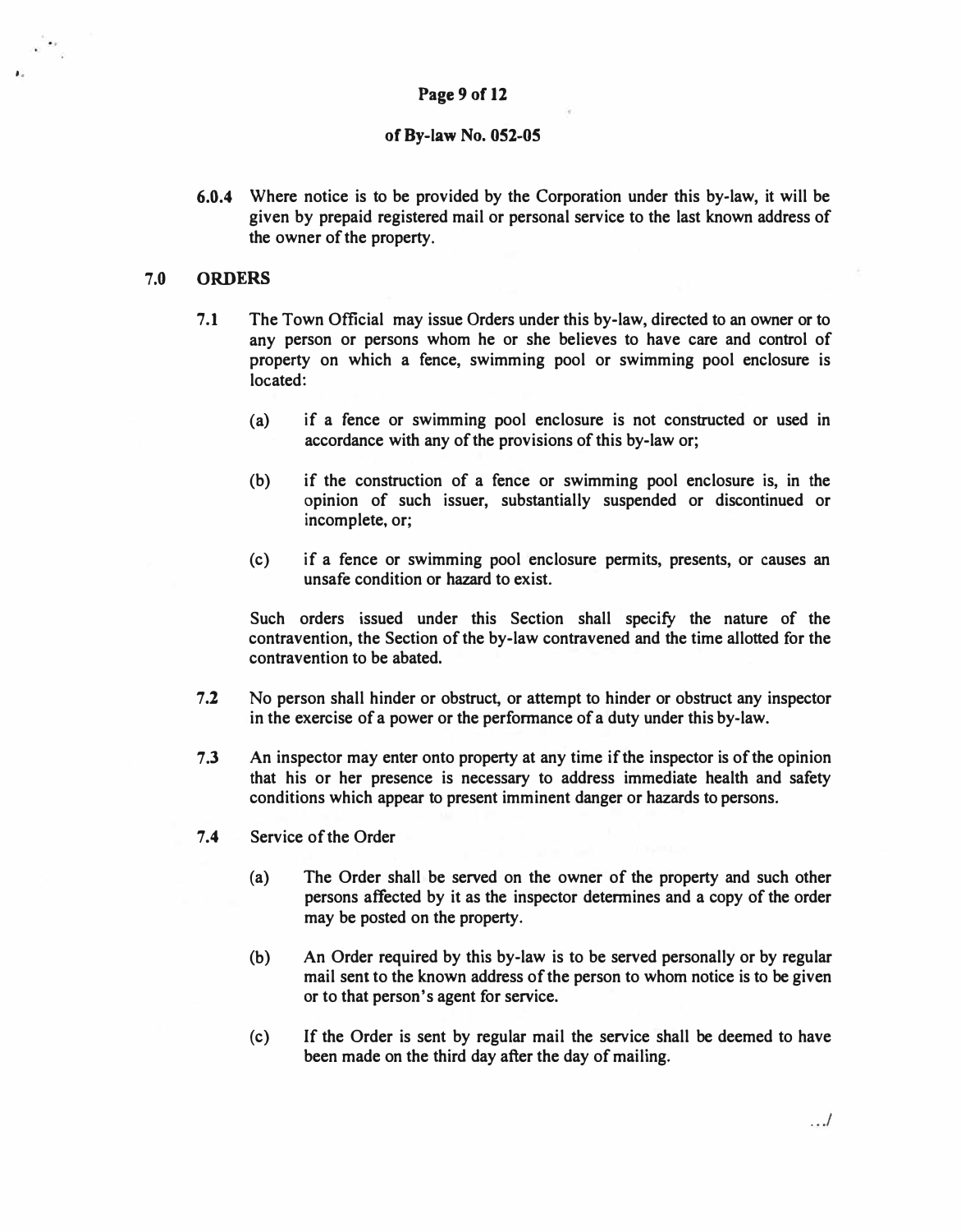**6.0.4** Where notice is to be provided by the Corporation under this by-law, it will be given by prepaid registered mail or personal service to the last known address of the owner of the property.

## 7.0 ORDERS

**7.1** The Town Official may issue Orders under this by-law, directed to an owner or to any person or persons whom he or she believes to have care and control of property on which a fence, swimming pool or swimming pool enclosure is located:

(a) if a fence or swimming pool enclosure is not constructed or used in accordance with any of the provisions of this by-law or;

(b) if the construction of a fence or swimming pool enclosure is, in the opinion of such issuer, substantially suspended or discontinued or incomplete, or;

(c) if a fence or swimming pool enclosure permits, presents, or causes an unsafe condition or hazard to exist.

Such orders issued under this Section shall specify the nature of the contravention, the Section of the by-law contravened and the time allotted for the contravention to be abated.

**7.2** No person shall hinder or obstruct, or attempt to hinder or obstruct any inspector in the exercise of a power or the performance of a duty under this by-law.

**7.3** An inspector may enter onto property at any time if the inspector is of the opinion that his or her presence is necessary to address immediate health and safety conditions which appear to present imminent danger or hazards to persons.

**7.4** Service of the Order

(a) The Order shall be served on the owner of the property and such other persons affected by it as the inspector determines and a copy of the order may be posted on the property.

(b) An Order required by this by-law is to be served personally or by regular mail sent to the known address of the person to whom notice is to be given or to that person's agent for service.

(c) If the Order is sent by regular mail the service shall be deemed to have been made on the third day after the day of mailing.

.../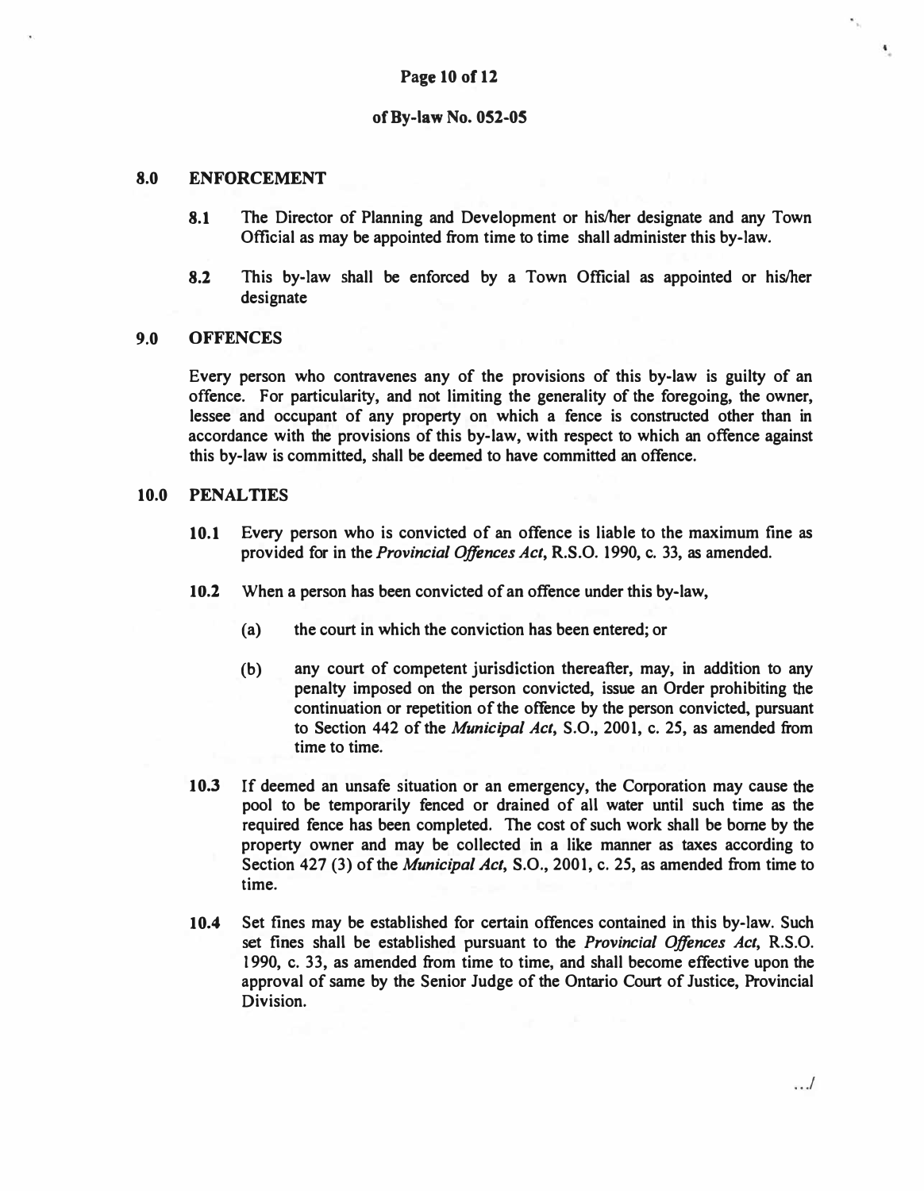## 8.0 ENFORCEMENT

**8.1** The Director of Planning and Development or his/her designate and any Town Official as may be appointed from time to time shall administer this by-law.

**8.2** This by-law shall be enforced by a Town Official as appointed or his/her designate

## 9.0 OFFENCES

Every person who contravenes any of the provisions of this by-law is guilty of an offence. For particularity, and not limiting the generality of the foregoing, the owner, lessee and occupant of any property on which a fence is constructed other than in accordance with the provisions of this by-law, with respect to which an offence against this by-law is committed, shall be deemed to have committed an offence.

## 10.0 PENALTIES

**10.1** Every person who is convicted of an offence is liable to the maximum fine as provided for in the *Provincial Offences Act*, R.S.O. 1990, c. 33, as amended.

**10.2** When a person has been convicted of an offence under this by-law,

(a) the court in which the conviction has been entered; or

(b) any court of competent jurisdiction thereafter, may, in addition to any penalty imposed on the person convicted, issue an Order prohibiting the continuation or repetition of the offence by the person convicted, pursuant to Section 442 of the *Municipal Act*, S.O., 2001, c. 25, as amended from time to time.

**10.3** If deemed an unsafe situation or an emergency, the Corporation may cause the pool to be temporarily fenced or drained of all water until such time as the required fence has been completed. The cost of such work shall be borne by the property owner and may be collected in a like manner as taxes according to Section 427 (3) of the *Municipal Act*, S.O., 2001, c. 25, as amended from time to time.

**10.4** Set fines may be established for certain offences contained in this by-law. Such set fines shall be established pursuant to the *Provincial Offences Act*, R.S.O. 1990, c. 33, as amended from time to time, and shall become effective upon the approval of same by the Senior Judge of the Ontario Court of Justice, Provincial Division.

.../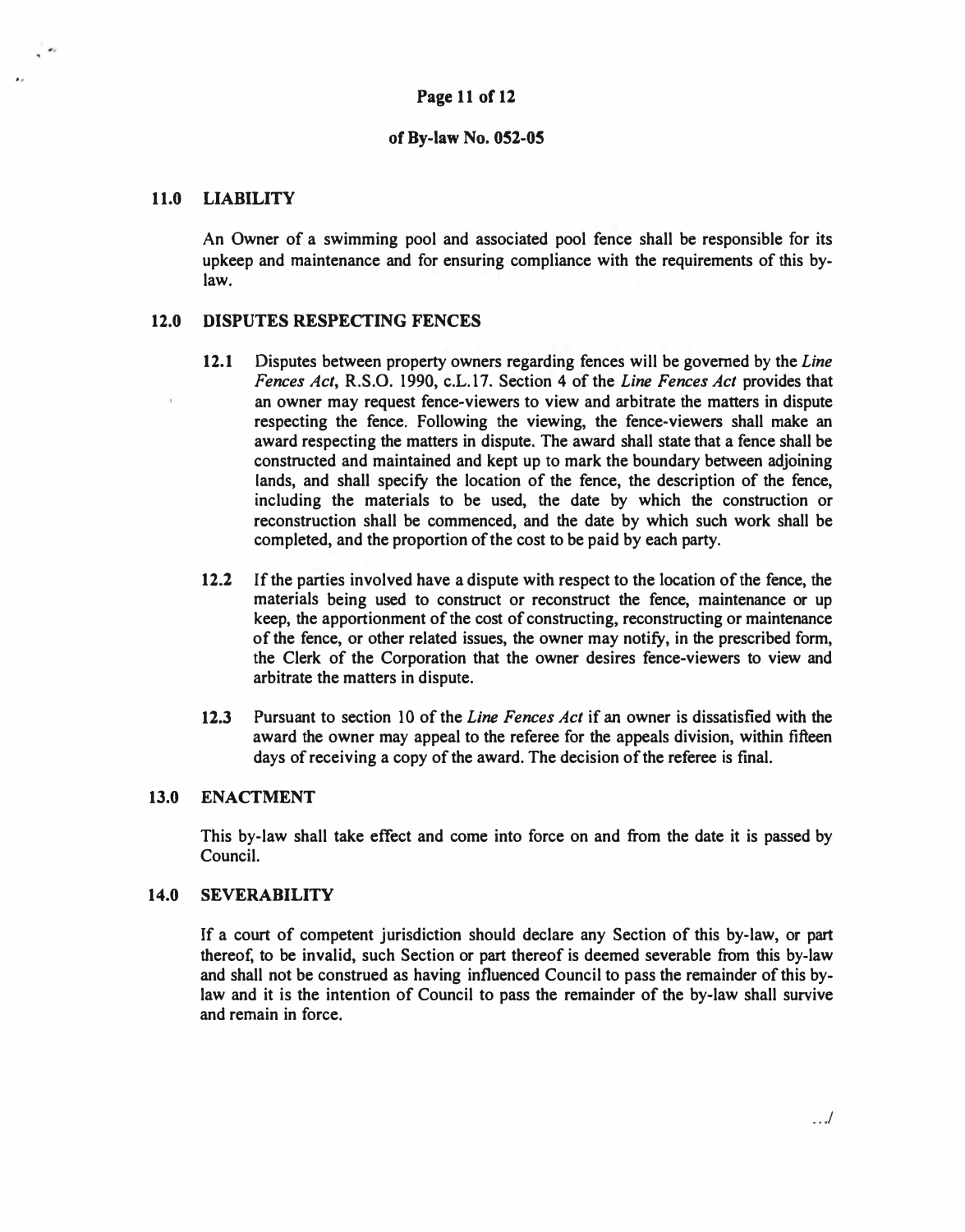## 11.0 LIABILITY

An Owner of a swimming pool and associated pool fence shall be responsible for its upkeep and maintenance and for ensuring compliance with the requirements of this by-law.

## 12.0 DISPUTES RESPECTING FENCES

**12.1** Disputes between property owners regarding fences will be governed by the *Line Fences Act*, R.S.O. 1990, c.L.17. Section 4 of the *Line Fences Act* provides that an owner may request fence-viewers to view and arbitrate the matters in dispute respecting the fence. Following the viewing, the fence-viewers shall make an award respecting the matters in dispute. The award shall state that a fence shall be constructed and maintained and kept up to mark the boundary between adjoining lands, and shall specify the location of the fence, the description of the fence, including the materials to be used, the date by which the construction or reconstruction shall be commenced, and the date by which such work shall be completed, and the proportion of the cost to be paid by each party.

**12.2** If the parties involved have a dispute with respect to the location of the fence, the materials being used to construct or reconstruct the fence, maintenance or up keep, the apportionment of the cost of constructing, reconstructing or maintenance of the fence, or other related issues, the owner may notify, in the prescribed form, the Clerk of the Corporation that the owner desires fence-viewers to view and arbitrate the matters in dispute.

**12.3** Pursuant to section 10 of the *Line Fences Act* if an owner is dissatisfied with the award the owner may appeal to the referee for the appeals division, within fifteen days of receiving a copy of the award. The decision of the referee is final.

## 13.0 ENACTMENT

This by-law shall take effect and come into force on and from the date it is passed by Council.

## 14.0 SEVERABILITY

If a court of competent jurisdiction should declare any Section of this by-law, or part thereof, to be invalid, such Section or part thereof is deemed severable from this by-law and shall not be construed as having influenced Council to pass the remainder of this by-law and it is the intention of Council to pass the remainder of the by-law shall survive and remain in force.

.../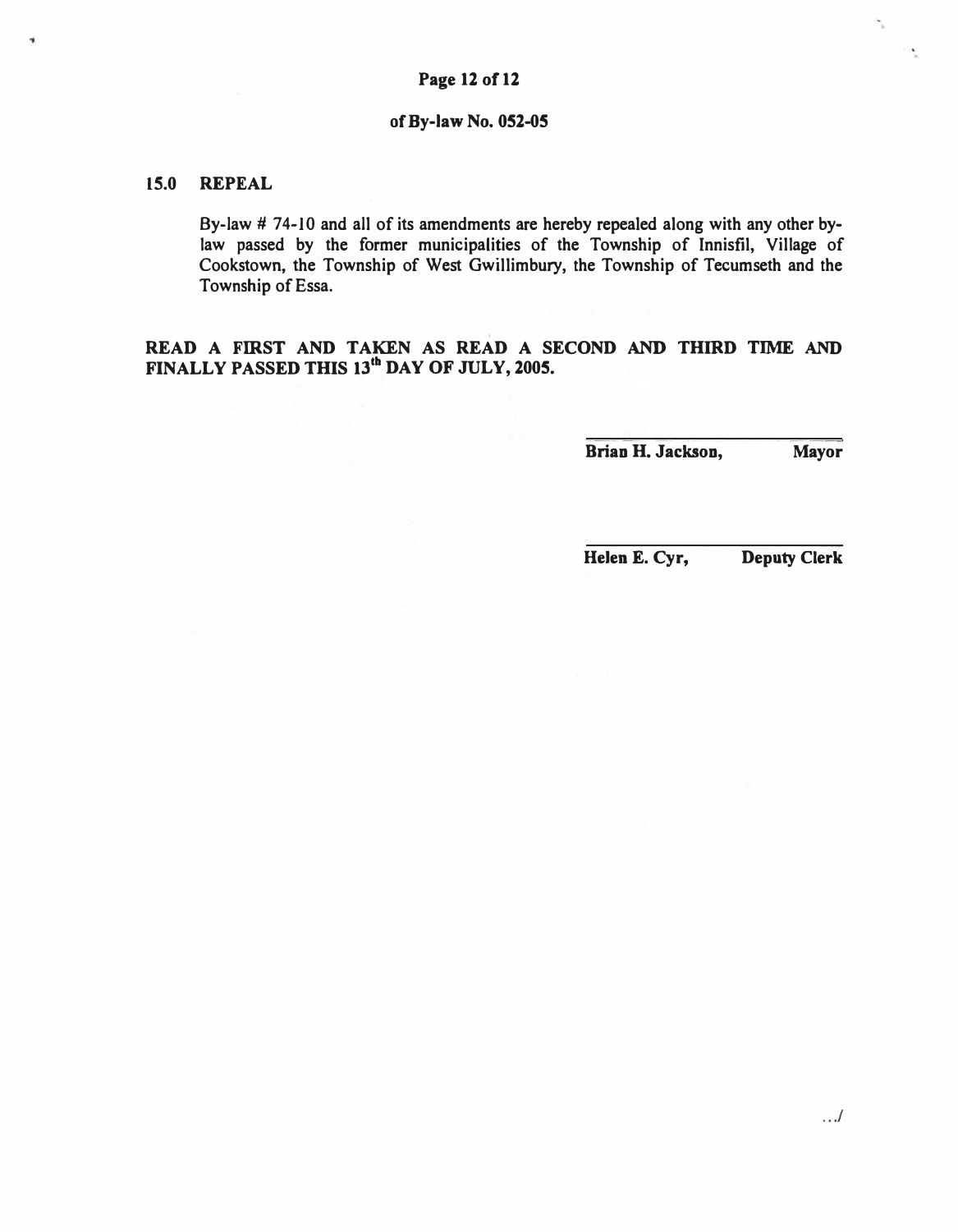## 15.0 REPEAL

By-law # 74-10 and all of its amendments are hereby repealed along with any other by-law passed by the former municipalities of the Township of Innisfil, Village of Cookstown, the Township of West Gwillimbury, the Township of Tecumseth and the Township of Essa.

**READ A FIRST AND TAKEN AS READ A SECOND AND THIRD TIME AND FINALLY PASSED THIS 13th DAY OF JULY, 2005.**

**Brian H. Jackson, Mayor**

**Helen E. Cyr, Deputy Clerk**

.../